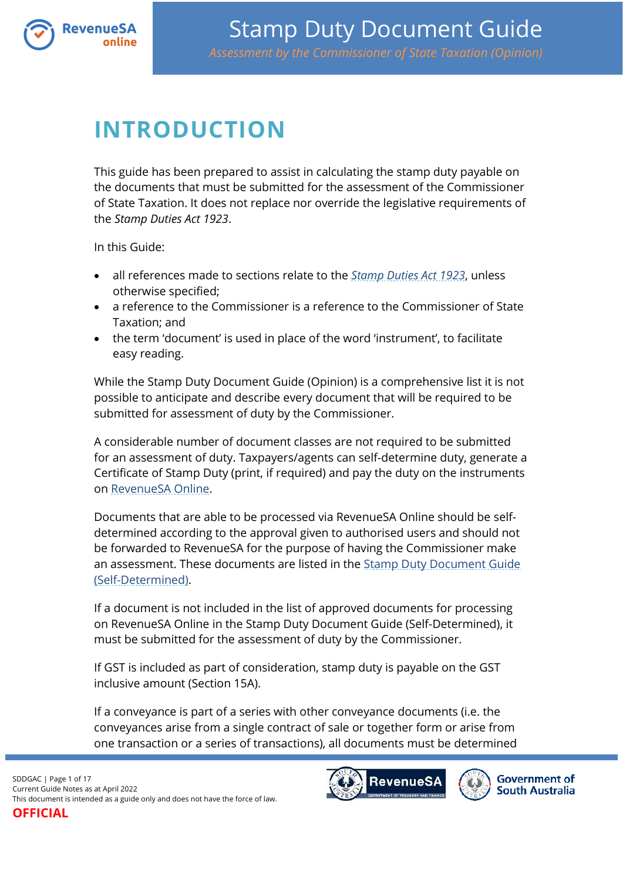# INTRODUCTION

This guide has been prepared to assist in calculating the stamp duty payable on the documents that must be submitted for the assessment of the Commissioner of State Taxation. It does not replace nor override the legislative requirements of the *Stamp Duties Act 1923*.

In this Guide:

- all references made to sections relate to the *Stamp Duties Act 1923*, unless otherwise specified;
- a reference to the Commissioner is a reference to the Commissioner of State Taxation; and
- the term 'document' is used in place of the word 'instrument', to facilitate easy reading.

While the Stamp Duty Document Guide (Opinion) is a comprehensive list it is not possible to anticipate and describe every document that will be required to be submitted for assessment of duty by the Commissioner.

A considerable number of document classes are not required to be submitted for an assessment of duty. Taxpayers/agents can self-determine duty, generate a Certificate of Stamp Duty (print, if required) and pay the duty on the instruments on RevenueSA Online.

Documents that are able to be processed via RevenueSA Online should be self-determined according to the approval given to authorised users and should not be forwarded to RevenueSA for the purpose of having the Commissioner make an assessment. These documents are listed in the Stamp Duty Document Guide (Self-Determined).

If a document is not included in the list of approved documents for processing on RevenueSA Online in the Stamp Duty Document Guide (Self-Determined), it must be submitted for the assessment of duty by the Commissioner.

If GST is included as part of consideration, stamp duty is payable on the GST inclusive amount (Section 15A).

If a conveyance is part of a series with other conveyance documents (i.e. the conveyances arise from a single contract of sale or together form or arise from one transaction or a series of transactions), all documents must be determined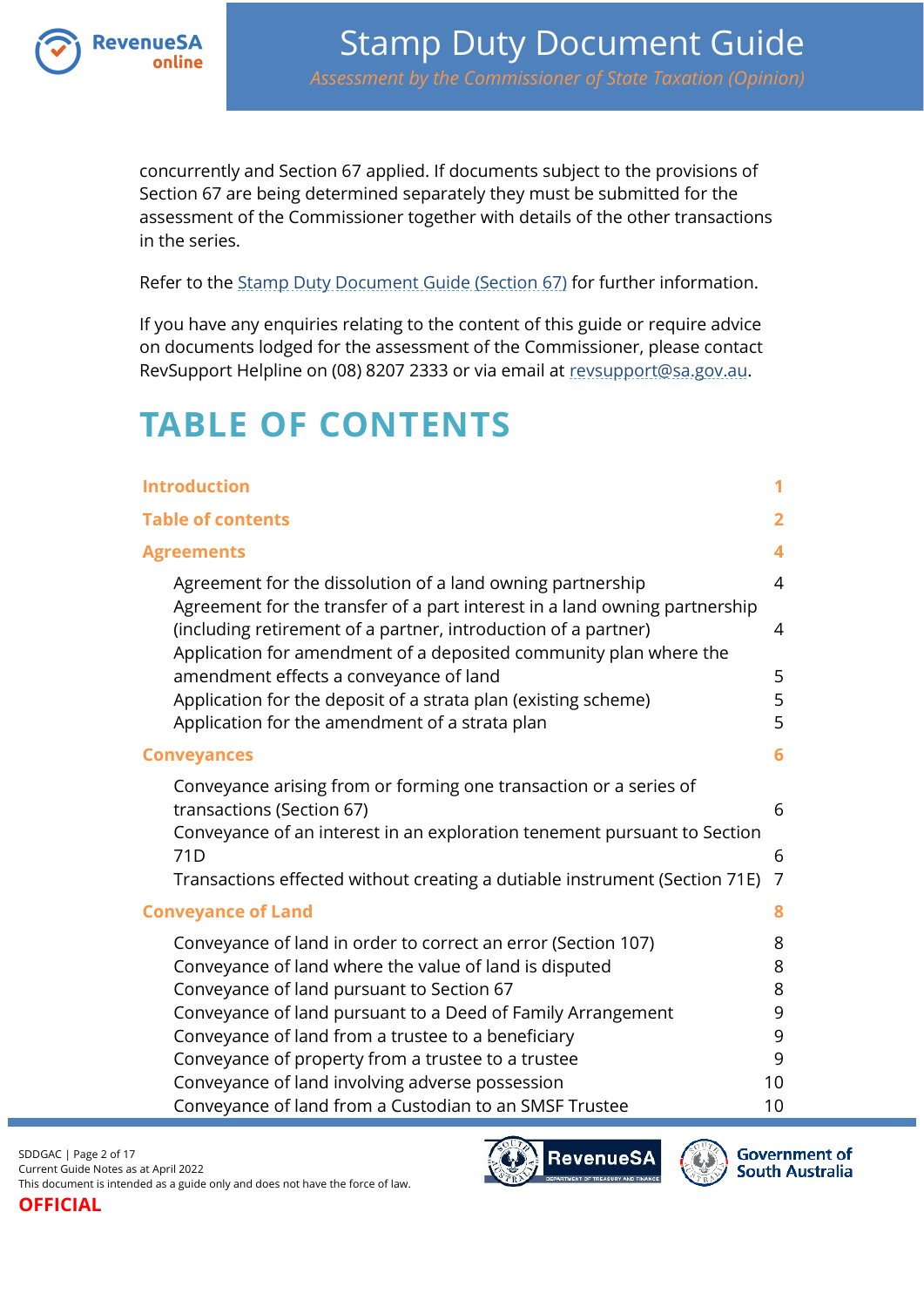concurrently and Section 67 applied. If documents subject to the provisions of Section 67 are being determined separately they must be submitted for the assessment of the Commissioner together with details of the other transactions in the series.

Refer to the Stamp Duty Document Guide (Section 67) for further information.

If you have any enquiries relating to the content of this guide or require advice on documents lodged for the assessment of the Commissioner, please contact RevSupport Helpline on (08) 8207 2333 or via email at revsupport@sa.gov.au.

# TABLE OF CONTENTS

| | |
|---|---|
| **Introduction** | **1** |
| **Table of contents** | **2** |
| **Agreements** | **4** |
| Agreement for the dissolution of a land owning partnership | 4 |
| Agreement for the transfer of a part interest in a land owning partnership (including retirement of a partner, introduction of a partner) | 4 |
| Application for amendment of a deposited community plan where the amendment effects a conveyance of land | 5 |
| Application for the deposit of a strata plan (existing scheme) | 5 |
| Application for the amendment of a strata plan | 5 |
| **Conveyances** | **6** |
| Conveyance arising from or forming one transaction or a series of transactions (Section 67) | 6 |
| Conveyance of an interest in an exploration tenement pursuant to Section 71D | 6 |
| Transactions effected without creating a dutiable instrument (Section 71E) | 7 |
| **Conveyance of Land** | **8** |
| Conveyance of land in order to correct an error (Section 107) | 8 |
| Conveyance of land where the value of land is disputed | 8 |
| Conveyance of land pursuant to Section 67 | 8 |
| Conveyance of land pursuant to a Deed of Family Arrangement | 9 |
| Conveyance of land from a trustee to a beneficiary | 9 |
| Conveyance of property from a trustee to a trustee | 9 |
| Conveyance of land involving adverse possession | 10 |
| Conveyance of land from a Custodian to an SMSF Trustee | 10 |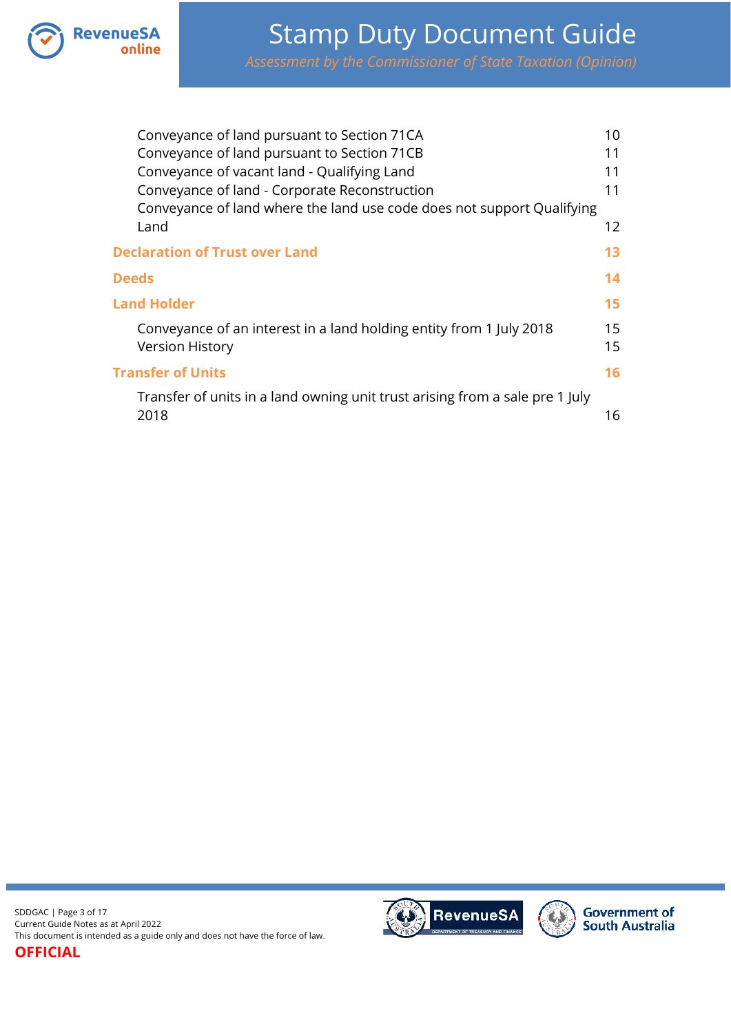Conveyance of land pursuant to Section 71CA 10
Conveyance of land pursuant to Section 71CB 11
Conveyance of vacant land - Qualifying Land 11
Conveyance of land - Corporate Reconstruction 11
Conveyance of land where the land use code does not support Qualifying Land 12

**Declaration of Trust over Land 13**

**Deeds 14**

**Land Holder 15**

Conveyance of an interest in a land holding entity from 1 July 2018 15
Version History 15

**Transfer of Units 16**

Transfer of units in a land owning unit trust arising from a sale pre 1 July 2018 16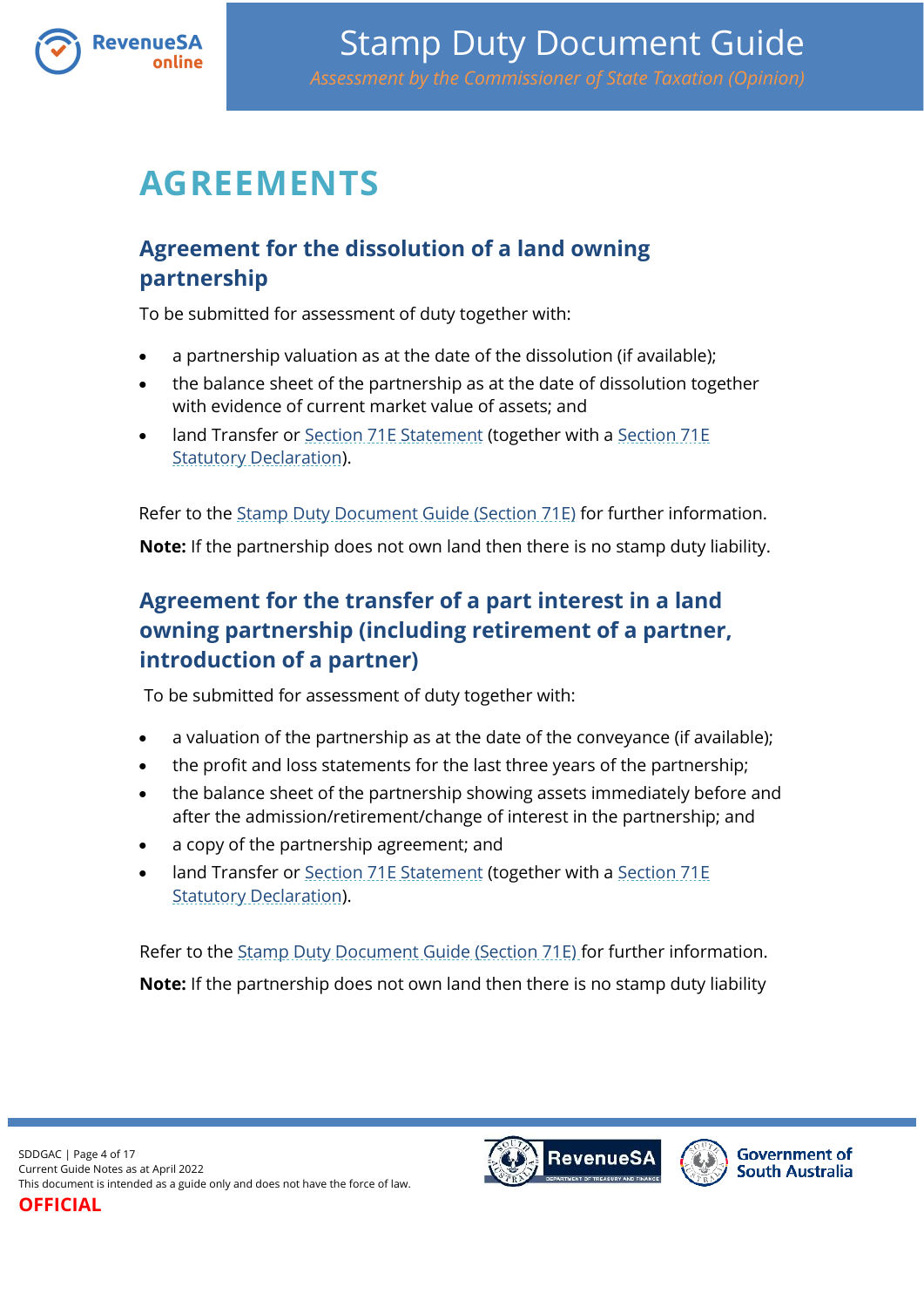# AGREEMENTS

## Agreement for the dissolution of a land owning partnership

To be submitted for assessment of duty together with:

- a partnership valuation as at the date of the dissolution (if available);
- the balance sheet of the partnership as at the date of dissolution together with evidence of current market value of assets; and
- land Transfer or Section 71E Statement (together with a Section 71E Statutory Declaration).

Refer to the Stamp Duty Document Guide (Section 71E) for further information.

**Note:** If the partnership does not own land then there is no stamp duty liability.

## Agreement for the transfer of a part interest in a land owning partnership (including retirement of a partner, introduction of a partner)

To be submitted for assessment of duty together with:

- a valuation of the partnership as at the date of the conveyance (if available);
- the profit and loss statements for the last three years of the partnership;
- the balance sheet of the partnership showing assets immediately before and after the admission/retirement/change of interest in the partnership; and
- a copy of the partnership agreement; and
- land Transfer or Section 71E Statement (together with a Section 71E Statutory Declaration).

Refer to the Stamp Duty Document Guide (Section 71E) for further information.

**Note:** If the partnership does not own land then there is no stamp duty liability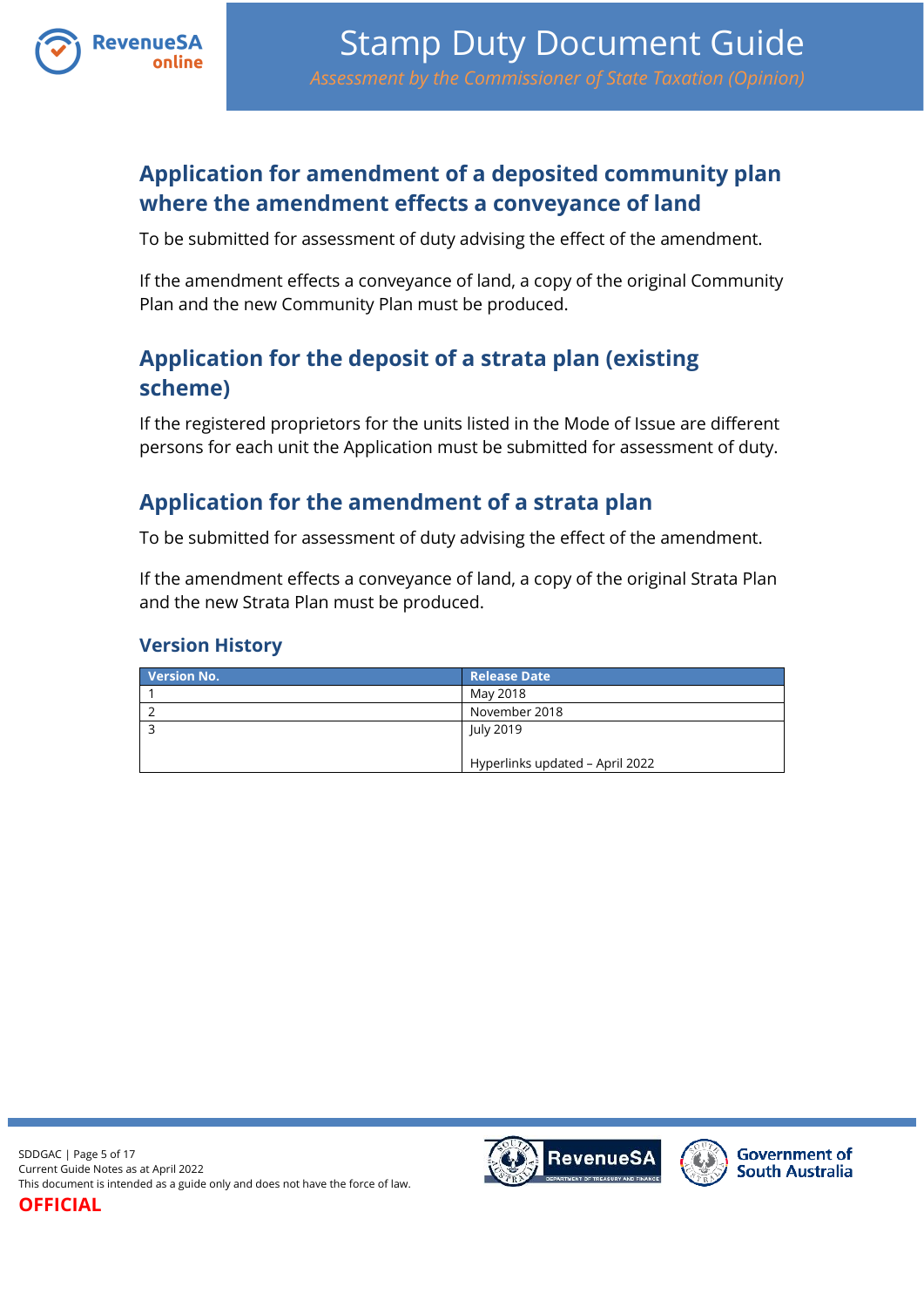## Application for amendment of a deposited community plan where the amendment effects a conveyance of land

To be submitted for assessment of duty advising the effect of the amendment.

If the amendment effects a conveyance of land, a copy of the original Community Plan and the new Community Plan must be produced.

## Application for the deposit of a strata plan (existing scheme)

If the registered proprietors for the units listed in the Mode of Issue are different persons for each unit the Application must be submitted for assessment of duty.

## Application for the amendment of a strata plan

To be submitted for assessment of duty advising the effect of the amendment.

If the amendment effects a conveyance of land, a copy of the original Strata Plan and the new Strata Plan must be produced.

### Version History

| Version No. | Release Date |
|---|---|
| 1 | May 2018 |
| 2 | November 2018 |
| 3 | July 2019<br><br>Hyperlinks updated – April 2022 |

SDDGAC
Current Guide Notes as at April 2022
This document is intended as a guide only and does not have the force of law.
**OFFICIAL**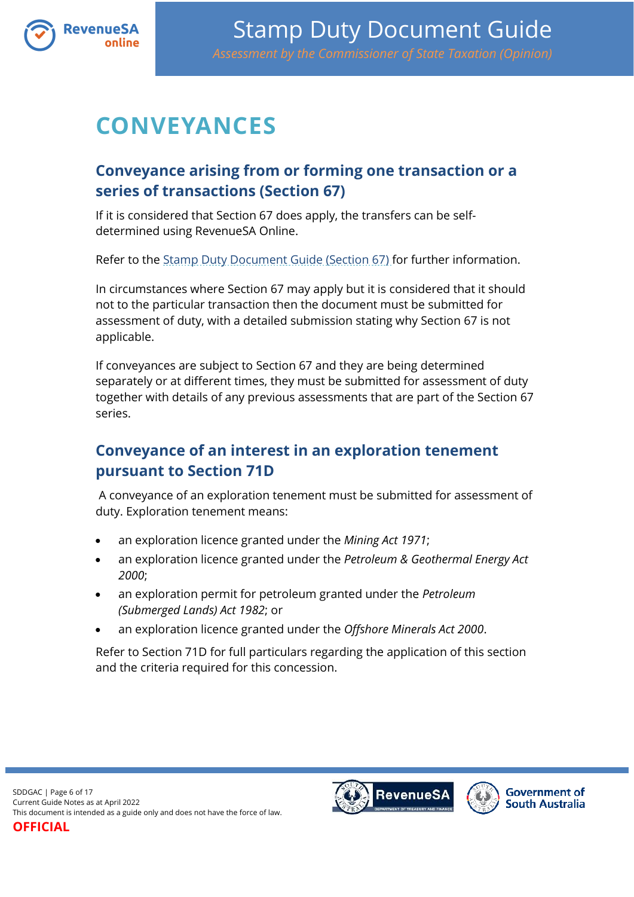# CONVEYANCES

## Conveyance arising from or forming one transaction or a series of transactions (Section 67)

If it is considered that Section 67 does apply, the transfers can be self-determined using RevenueSA Online.

Refer to the Stamp Duty Document Guide (Section 67) for further information.

In circumstances where Section 67 may apply but it is considered that it should not to the particular transaction then the document must be submitted for assessment of duty, with a detailed submission stating why Section 67 is not applicable.

If conveyances are subject to Section 67 and they are being determined separately or at different times, they must be submitted for assessment of duty together with details of any previous assessments that are part of the Section 67 series.

## Conveyance of an interest in an exploration tenement pursuant to Section 71D

A conveyance of an exploration tenement must be submitted for assessment of duty. Exploration tenement means:

- an exploration licence granted under the *Mining Act 1971*;
- an exploration licence granted under the *Petroleum & Geothermal Energy Act 2000*;
- an exploration permit for petroleum granted under the *Petroleum (Submerged Lands) Act 1982*; or
- an exploration licence granted under the *Offshore Minerals Act 2000*.

Refer to Section 71D for full particulars regarding the application of this section and the criteria required for this concession.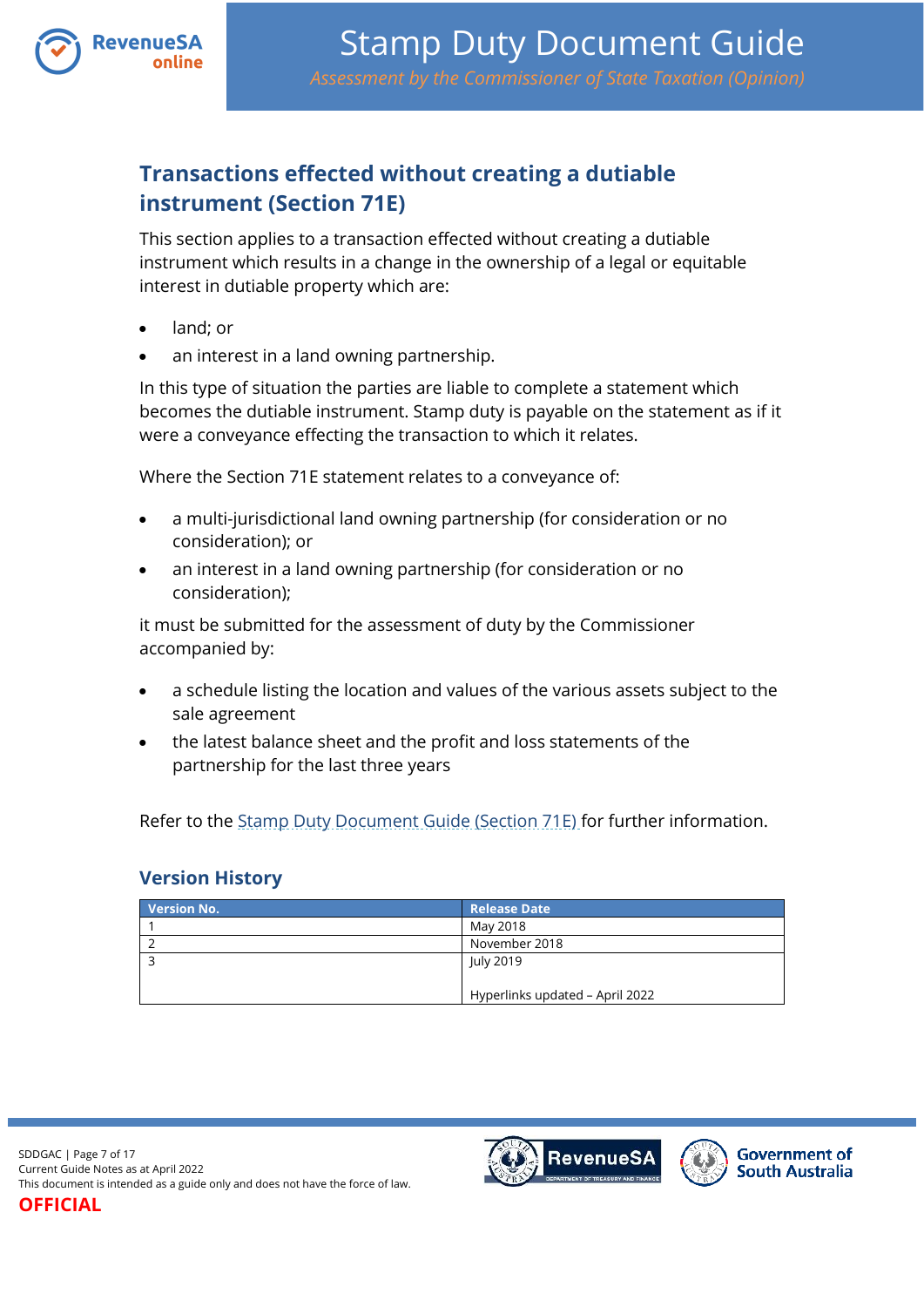## Transactions effected without creating a dutiable instrument (Section 71E)

This section applies to a transaction effected without creating a dutiable instrument which results in a change in the ownership of a legal or equitable interest in dutiable property which are:

- land; or
- an interest in a land owning partnership.

In this type of situation the parties are liable to complete a statement which becomes the dutiable instrument. Stamp duty is payable on the statement as if it were a conveyance effecting the transaction to which it relates.

Where the Section 71E statement relates to a conveyance of:

- a multi-jurisdictional land owning partnership (for consideration or no consideration); or
- an interest in a land owning partnership (for consideration or no consideration);

it must be submitted for the assessment of duty by the Commissioner accompanied by:

- a schedule listing the location and values of the various assets subject to the sale agreement
- the latest balance sheet and the profit and loss statements of the partnership for the last three years

Refer to the Stamp Duty Document Guide (Section 71E) for further information.

### Version History

| Version No. | Release Date |
|---|---|
| 1 | May 2018 |
| 2 | November 2018 |
| 3 | July 2019<br><br>Hyperlinks updated – April 2022 |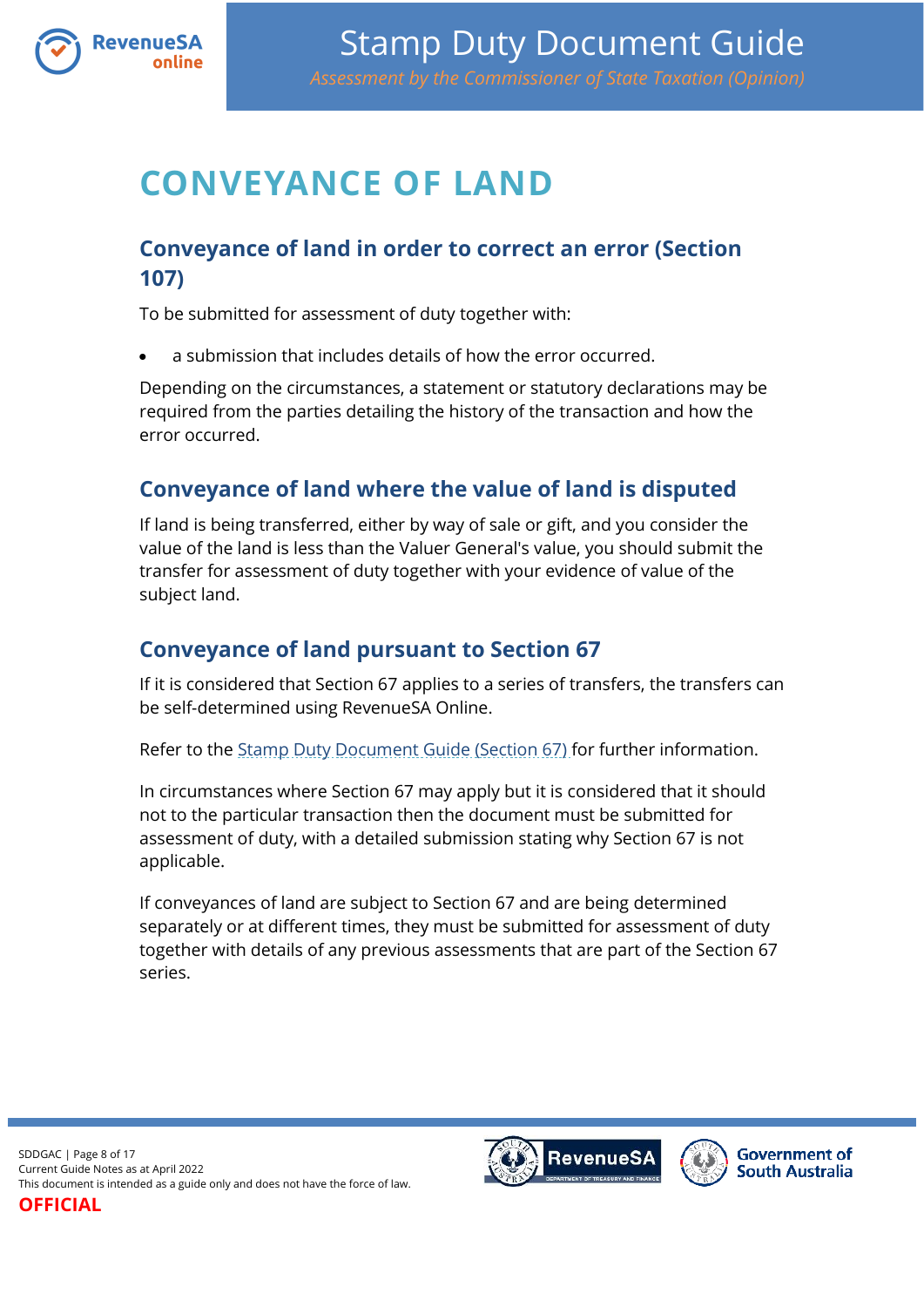# CONVEYANCE OF LAND

## Conveyance of land in order to correct an error (Section 107)

To be submitted for assessment of duty together with:

- a submission that includes details of how the error occurred.

Depending on the circumstances, a statement or statutory declarations may be required from the parties detailing the history of the transaction and how the error occurred.

## Conveyance of land where the value of land is disputed

If land is being transferred, either by way of sale or gift, and you consider the value of the land is less than the Valuer General's value, you should submit the transfer for assessment of duty together with your evidence of value of the subject land.

## Conveyance of land pursuant to Section 67

If it is considered that Section 67 applies to a series of transfers, the transfers can be self-determined using RevenueSA Online.

Refer to the Stamp Duty Document Guide (Section 67) for further information.

In circumstances where Section 67 may apply but it is considered that it should not to the particular transaction then the document must be submitted for assessment of duty, with a detailed submission stating why Section 67 is not applicable.

If conveyances of land are subject to Section 67 and are being determined separately or at different times, they must be submitted for assessment of duty together with details of any previous assessments that are part of the Section 67 series.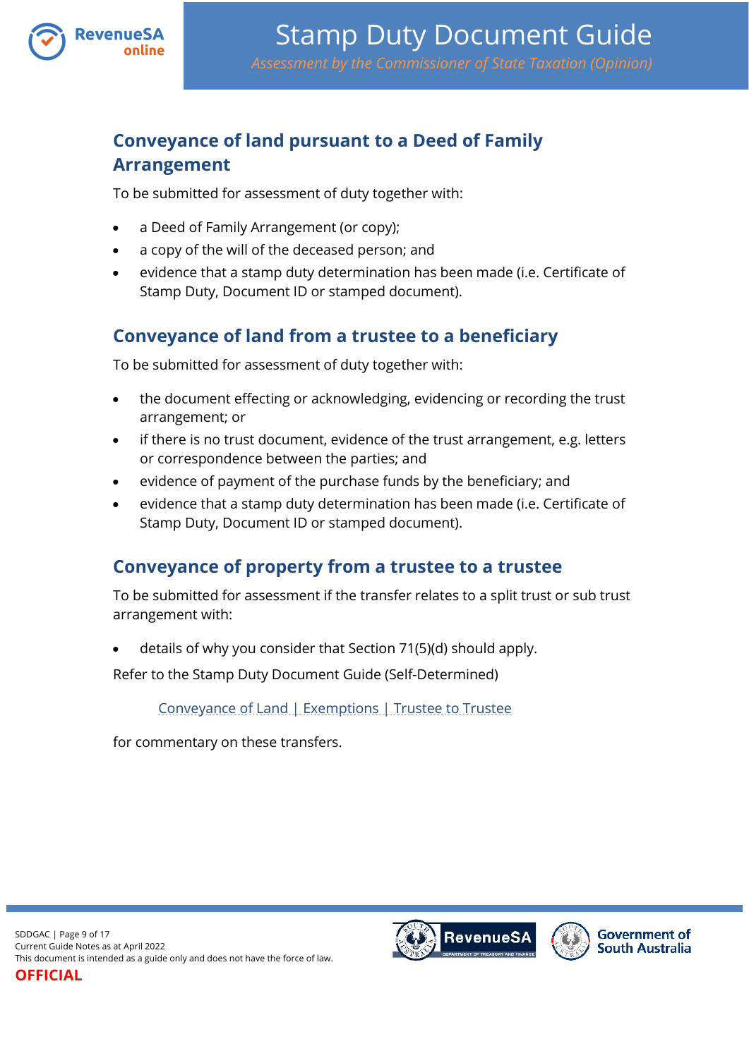## Conveyance of land pursuant to a Deed of Family Arrangement

To be submitted for assessment of duty together with:

- a Deed of Family Arrangement (or copy);
- a copy of the will of the deceased person; and
- evidence that a stamp duty determination has been made (i.e. Certificate of Stamp Duty, Document ID or stamped document).

## Conveyance of land from a trustee to a beneficiary

To be submitted for assessment of duty together with:

- the document effecting or acknowledging, evidencing or recording the trust arrangement; or
- if there is no trust document, evidence of the trust arrangement, e.g. letters or correspondence between the parties; and
- evidence of payment of the purchase funds by the beneficiary; and
- evidence that a stamp duty determination has been made (i.e. Certificate of Stamp Duty, Document ID or stamped document).

## Conveyance of property from a trustee to a trustee

To be submitted for assessment if the transfer relates to a split trust or sub trust arrangement with:

- details of why you consider that Section 71(5)(d) should apply.

Refer to the Stamp Duty Document Guide (Self-Determined)

Conveyance of Land | Exemptions | Trustee to Trustee

for commentary on these transfers.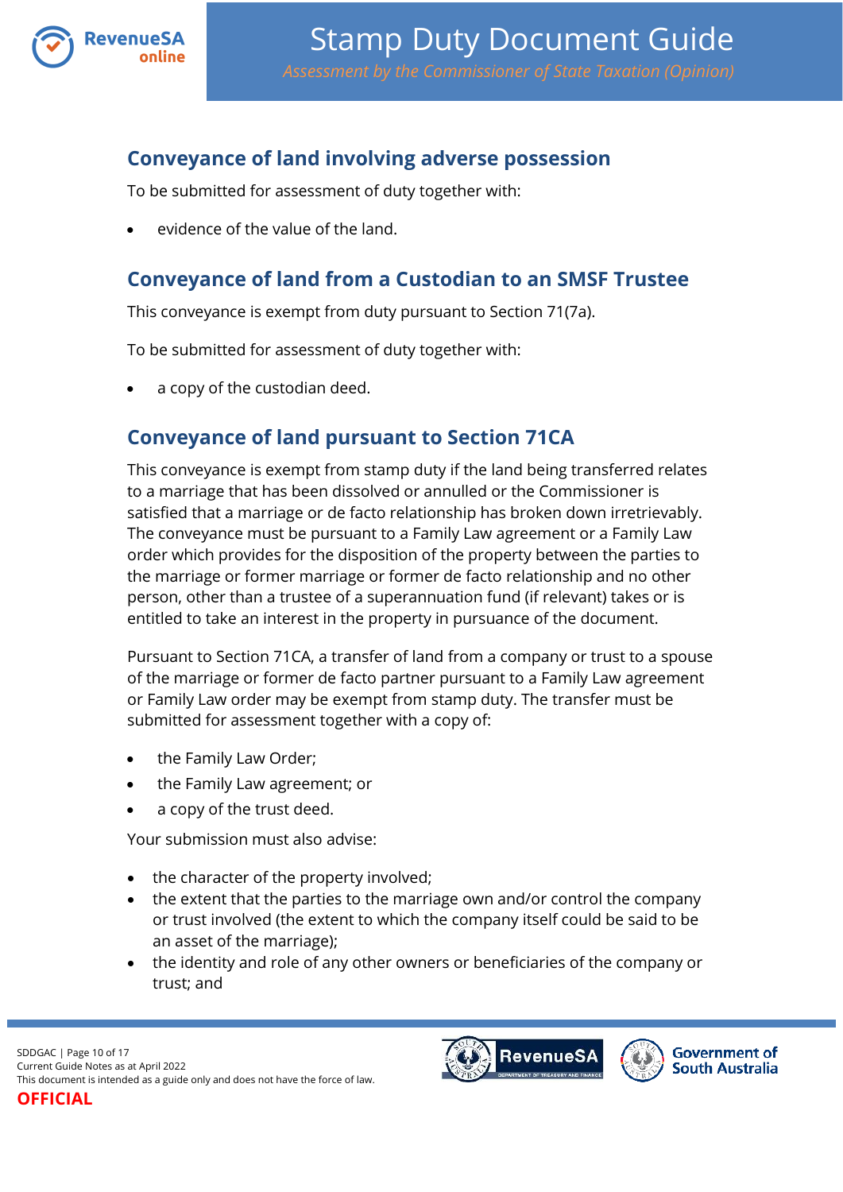## Conveyance of land involving adverse possession

To be submitted for assessment of duty together with:

- evidence of the value of the land.

## Conveyance of land from a Custodian to an SMSF Trustee

This conveyance is exempt from duty pursuant to Section 71(7a).

To be submitted for assessment of duty together with:

- a copy of the custodian deed.

## Conveyance of land pursuant to Section 71CA

This conveyance is exempt from stamp duty if the land being transferred relates to a marriage that has been dissolved or annulled or the Commissioner is satisfied that a marriage or de facto relationship has broken down irretrievably. The conveyance must be pursuant to a Family Law agreement or a Family Law order which provides for the disposition of the property between the parties to the marriage or former marriage or former de facto relationship and no other person, other than a trustee of a superannuation fund (if relevant) takes or is entitled to take an interest in the property in pursuance of the document.

Pursuant to Section 71CA, a transfer of land from a company or trust to a spouse of the marriage or former de facto partner pursuant to a Family Law agreement or Family Law order may be exempt from stamp duty. The transfer must be submitted for assessment together with a copy of:

- the Family Law Order;
- the Family Law agreement; or
- a copy of the trust deed.

Your submission must also advise:

- the character of the property involved;
- the extent that the parties to the marriage own and/or control the company or trust involved (the extent to which the company itself could be said to be an asset of the marriage);
- the identity and role of any other owners or beneficiaries of the company or trust; and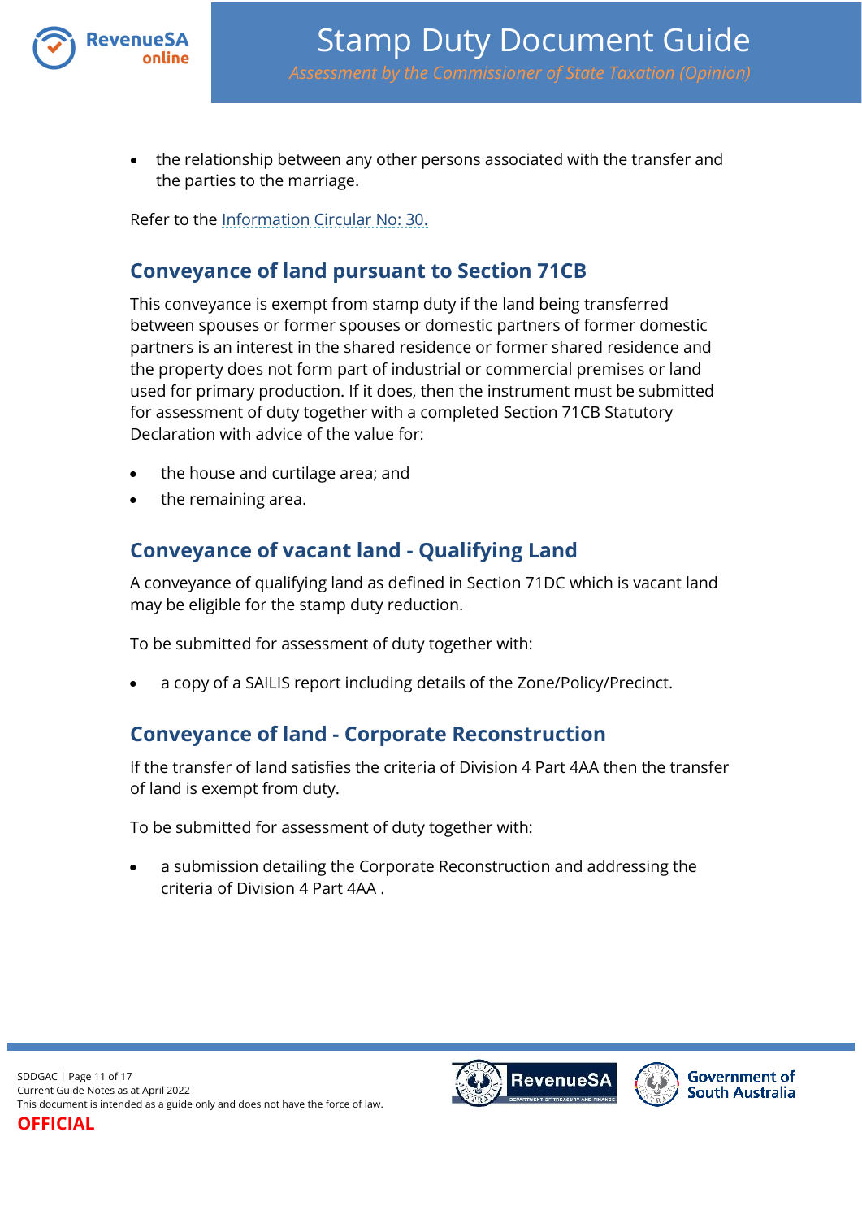- the relationship between any other persons associated with the transfer and the parties to the marriage.

Refer to the Information Circular No: 30.

## Conveyance of land pursuant to Section 71CB

This conveyance is exempt from stamp duty if the land being transferred between spouses or former spouses or domestic partners of former domestic partners is an interest in the shared residence or former shared residence and the property does not form part of industrial or commercial premises or land used for primary production. If it does, then the instrument must be submitted for assessment of duty together with a completed Section 71CB Statutory Declaration with advice of the value for:

- the house and curtilage area; and
- the remaining area.

## Conveyance of vacant land - Qualifying Land

A conveyance of qualifying land as defined in Section 71DC which is vacant land may be eligible for the stamp duty reduction.

To be submitted for assessment of duty together with:

- a copy of a SAILIS report including details of the Zone/Policy/Precinct.

## Conveyance of land - Corporate Reconstruction

If the transfer of land satisfies the criteria of Division 4 Part 4AA then the transfer of land is exempt from duty.

To be submitted for assessment of duty together with:

- a submission detailing the Corporate Reconstruction and addressing the criteria of Division 4 Part 4AA .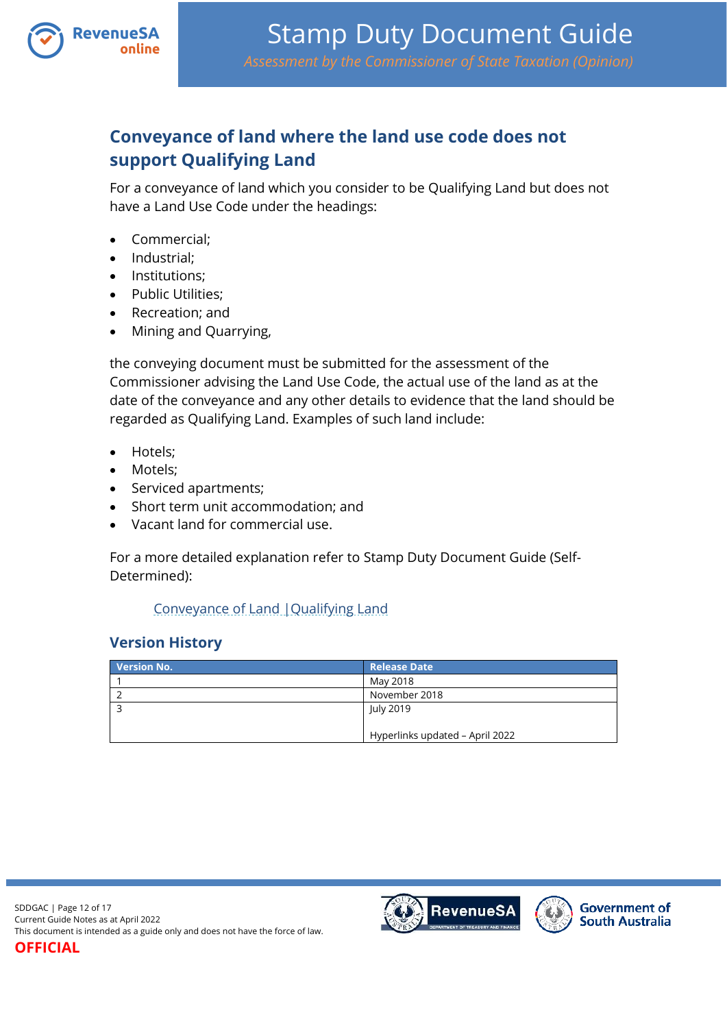## Conveyance of land where the land use code does not support Qualifying Land

For a conveyance of land which you consider to be Qualifying Land but does not have a Land Use Code under the headings:

- Commercial;
- Industrial;
- Institutions;
- Public Utilities;
- Recreation; and
- Mining and Quarrying,

the conveying document must be submitted for the assessment of the Commissioner advising the Land Use Code, the actual use of the land as at the date of the conveyance and any other details to evidence that the land should be regarded as Qualifying Land. Examples of such land include:

- Hotels;
- Motels;
- Serviced apartments;
- Short term unit accommodation; and
- Vacant land for commercial use.

For a more detailed explanation refer to Stamp Duty Document Guide (Self-Determined):

Conveyance of Land | Qualifying Land

### Version History

| Version No. | Release Date |
|---|---|
| 1 | May 2018 |
| 2 | November 2018 |
| 3 | July 2019<br><br>Hyperlinks updated – April 2022 |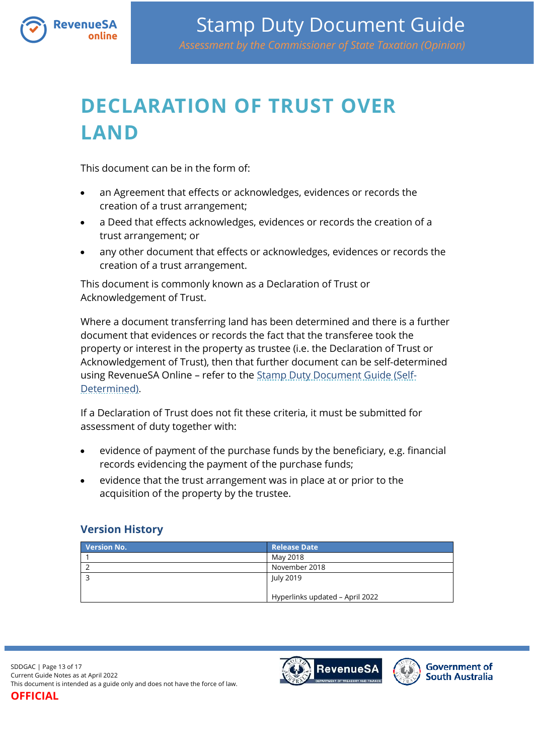# DECLARATION OF TRUST OVER LAND

This document can be in the form of:

- an Agreement that effects or acknowledges, evidences or records the creation of a trust arrangement;
- a Deed that effects acknowledges, evidences or records the creation of a trust arrangement; or
- any other document that effects or acknowledges, evidences or records the creation of a trust arrangement.

This document is commonly known as a Declaration of Trust or Acknowledgement of Trust.

Where a document transferring land has been determined and there is a further document that evidences or records the fact that the transferee took the property or interest in the property as trustee (i.e. the Declaration of Trust or Acknowledgement of Trust), then that further document can be self-determined using RevenueSA Online – refer to the Stamp Duty Document Guide (Self-Determined).

If a Declaration of Trust does not fit these criteria, it must be submitted for assessment of duty together with:

- evidence of payment of the purchase funds by the beneficiary, e.g. financial records evidencing the payment of the purchase funds;
- evidence that the trust arrangement was in place at or prior to the acquisition of the property by the trustee.

### Version History

| Version No. | Release Date |
| --- | --- |
| 1 | May 2018 |
| 2 | November 2018 |
| 3 | July 2019<br><br>Hyperlinks updated – April 2022 |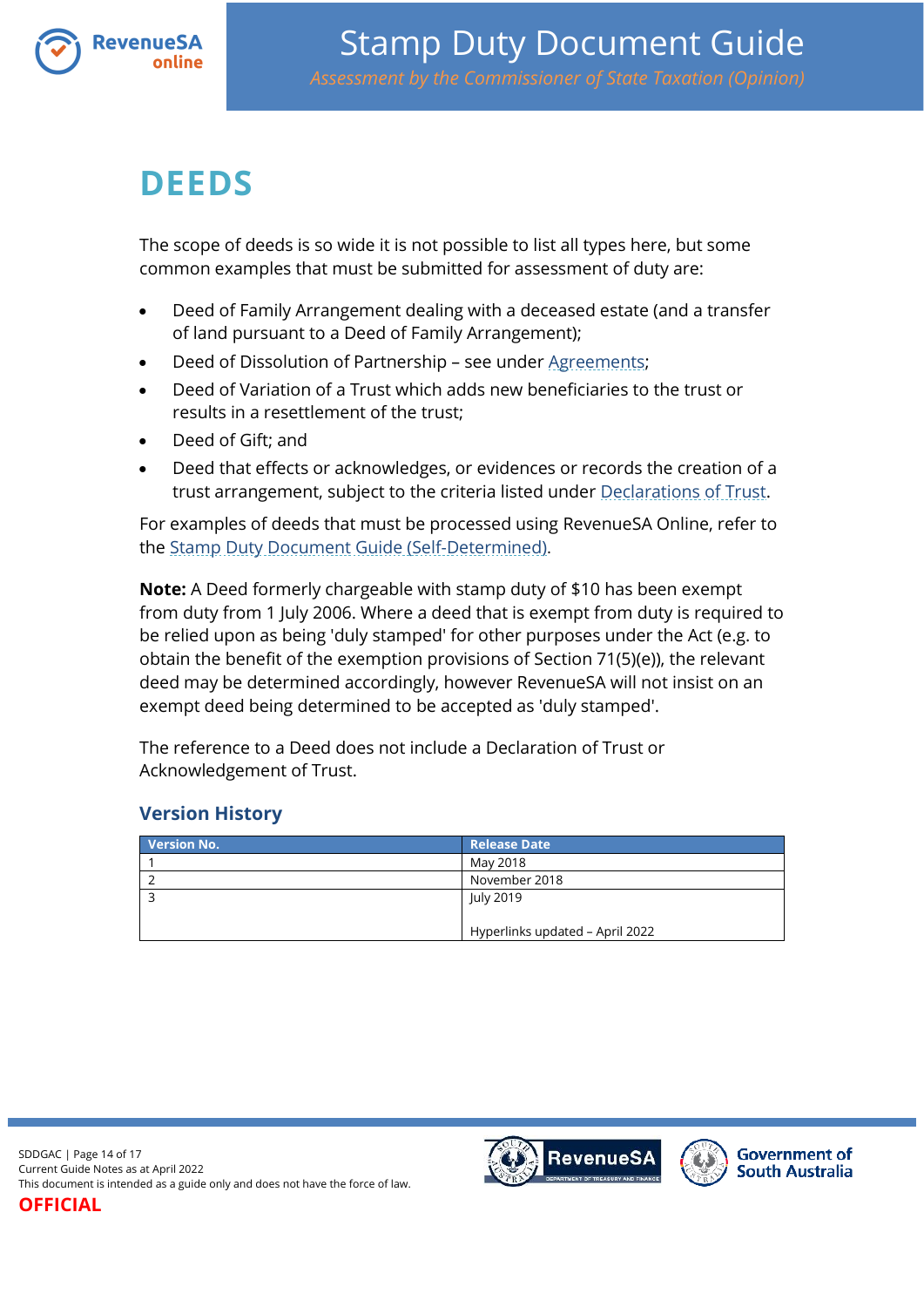# DEEDS

The scope of deeds is so wide it is not possible to list all types here, but some common examples that must be submitted for assessment of duty are:

- Deed of Family Arrangement dealing with a deceased estate (and a transfer of land pursuant to a Deed of Family Arrangement);
- Deed of Dissolution of Partnership – see under Agreements;
- Deed of Variation of a Trust which adds new beneficiaries to the trust or results in a resettlement of the trust;
- Deed of Gift; and
- Deed that effects or acknowledges, or evidences or records the creation of a trust arrangement, subject to the criteria listed under Declarations of Trust.

For examples of deeds that must be processed using RevenueSA Online, refer to the Stamp Duty Document Guide (Self-Determined).

**Note:** A Deed formerly chargeable with stamp duty of $10 has been exempt from duty from 1 July 2006. Where a deed that is exempt from duty is required to be relied upon as being 'duly stamped' for other purposes under the Act (e.g. to obtain the benefit of the exemption provisions of Section 71(5)(e)), the relevant deed may be determined accordingly, however RevenueSA will not insist on an exempt deed being determined to be accepted as 'duly stamped'.

The reference to a Deed does not include a Declaration of Trust or Acknowledgement of Trust.

### Version History

| Version No. | Release Date |
|---|---|
| 1 | May 2018 |
| 2 | November 2018 |
| 3 | July 2019<br><br>Hyperlinks updated – April 2022 |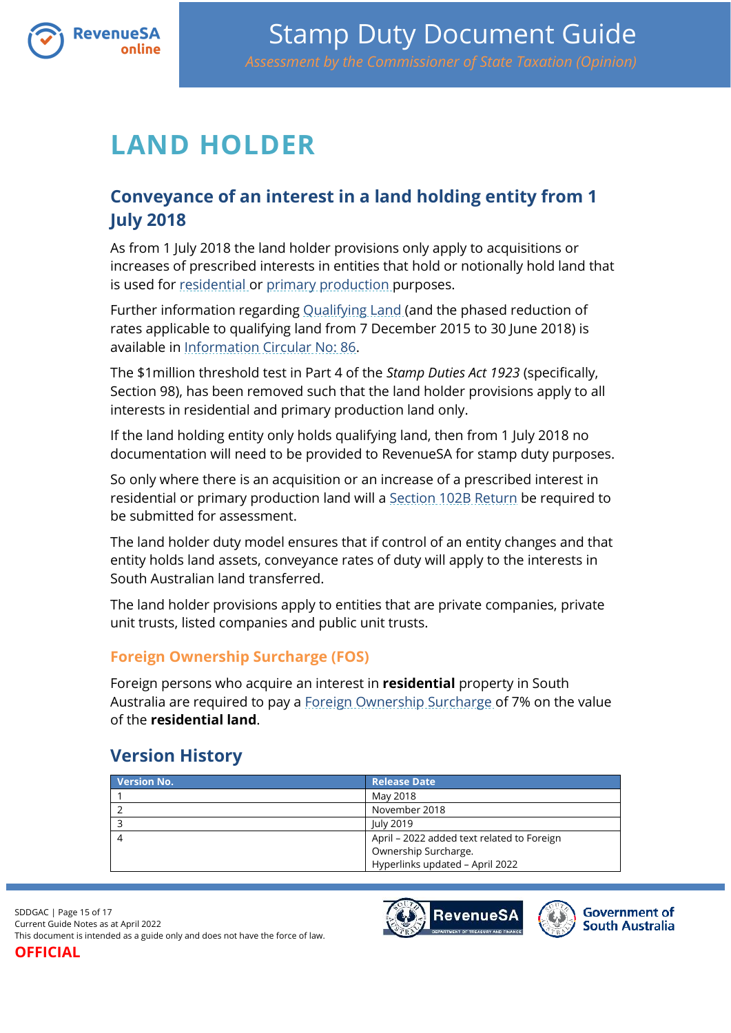# LAND HOLDER

## Conveyance of an interest in a land holding entity from 1 July 2018

As from 1 July 2018 the land holder provisions only apply to acquisitions or increases of prescribed interests in entities that hold or notionally hold land that is used for residential or primary production purposes.

Further information regarding Qualifying Land (and the phased reduction of rates applicable to qualifying land from 7 December 2015 to 30 June 2018) is available in Information Circular No: 86.

The $1million threshold test in Part 4 of the *Stamp Duties Act 1923* (specifically, Section 98), has been removed such that the land holder provisions apply to all interests in residential and primary production land only.

If the land holding entity only holds qualifying land, then from 1 July 2018 no documentation will need to be provided to RevenueSA for stamp duty purposes.

So only where there is an acquisition or an increase of a prescribed interest in residential or primary production land will a Section 102B Return be required to be submitted for assessment.

The land holder duty model ensures that if control of an entity changes and that entity holds land assets, conveyance rates of duty will apply to the interests in South Australian land transferred.

The land holder provisions apply to entities that are private companies, private unit trusts, listed companies and public unit trusts.

### Foreign Ownership Surcharge (FOS)

Foreign persons who acquire an interest in **residential** property in South Australia are required to pay a Foreign Ownership Surcharge of 7% on the value of the **residential land**.

## Version History

| Version No. | Release Date |
|---|---|
| 1 | May 2018 |
| 2 | November 2018 |
| 3 | July 2019 |
| 4 | April – 2022 added text related to Foreign Ownership Surcharge.<br>Hyperlinks updated – April 2022 |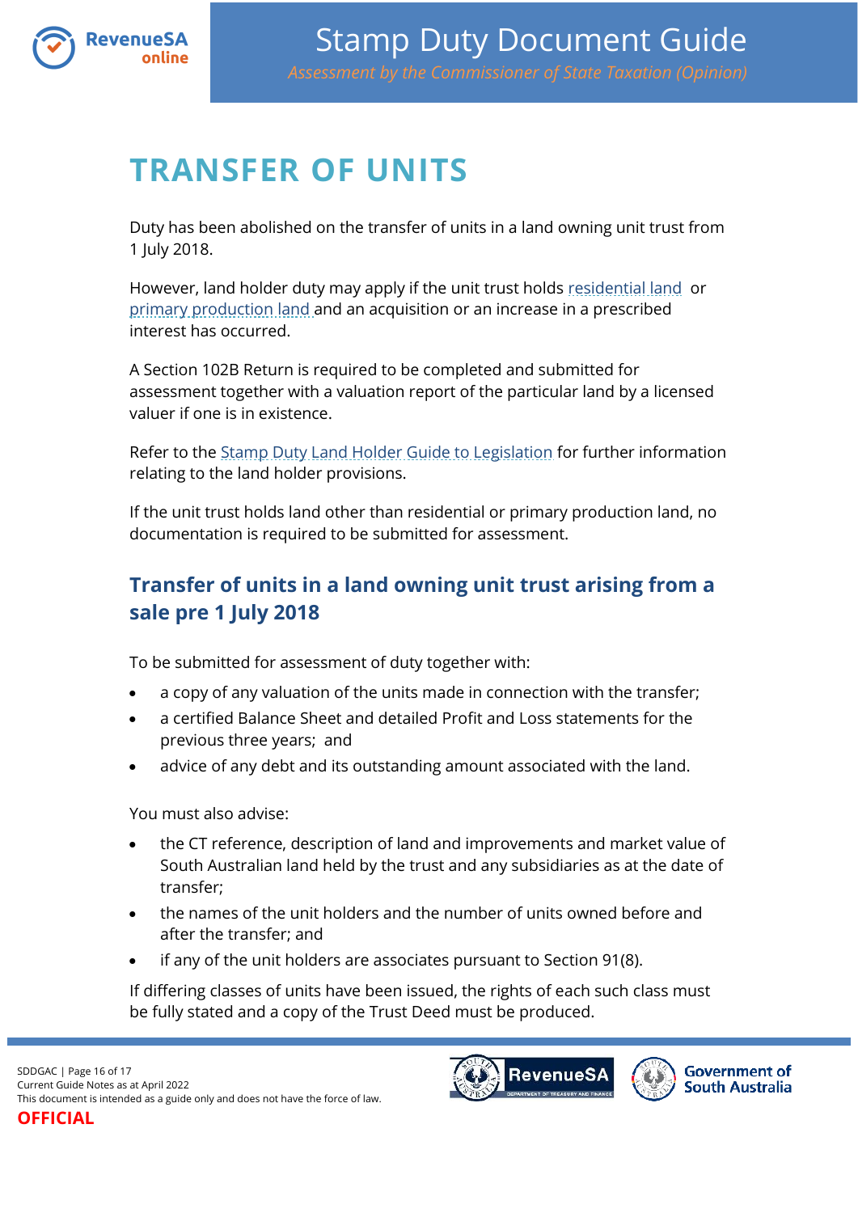# TRANSFER OF UNITS

Duty has been abolished on the transfer of units in a land owning unit trust from 1 July 2018.

However, land holder duty may apply if the unit trust holds residential land or primary production land and an acquisition or an increase in a prescribed interest has occurred.

A Section 102B Return is required to be completed and submitted for assessment together with a valuation report of the particular land by a licensed valuer if one is in existence.

Refer to the Stamp Duty Land Holder Guide to Legislation for further information relating to the land holder provisions.

If the unit trust holds land other than residential or primary production land, no documentation is required to be submitted for assessment.

## Transfer of units in a land owning unit trust arising from a sale pre 1 July 2018

To be submitted for assessment of duty together with:

- a copy of any valuation of the units made in connection with the transfer;
- a certified Balance Sheet and detailed Profit and Loss statements for the previous three years; and
- advice of any debt and its outstanding amount associated with the land.

You must also advise:

- the CT reference, description of land and improvements and market value of South Australian land held by the trust and any subsidiaries as at the date of transfer;
- the names of the unit holders and the number of units owned before and after the transfer; and
- if any of the unit holders are associates pursuant to Section 91(8).

If differing classes of units have been issued, the rights of each such class must be fully stated and a copy of the Trust Deed must be produced.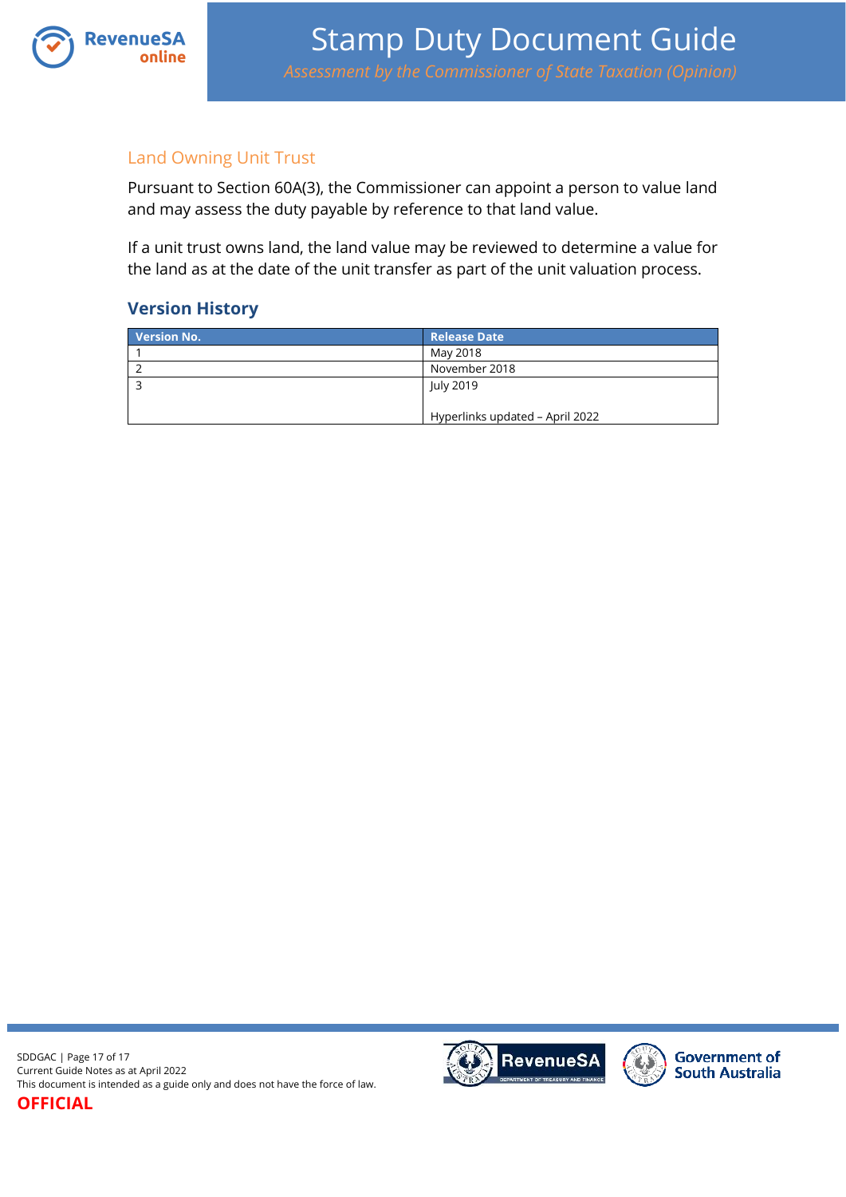## Land Owning Unit Trust

Pursuant to Section 60A(3), the Commissioner can appoint a person to value land and may assess the duty payable by reference to that land value.

If a unit trust owns land, the land value may be reviewed to determine a value for the land as at the date of the unit transfer as part of the unit valuation process.

### Version History

| Version No. | Release Date |
| --- | --- |
| 1 | May 2018 |
| 2 | November 2018 |
| 3 | July 2019<br><br>Hyperlinks updated – April 2022 |

**OFFICIAL**